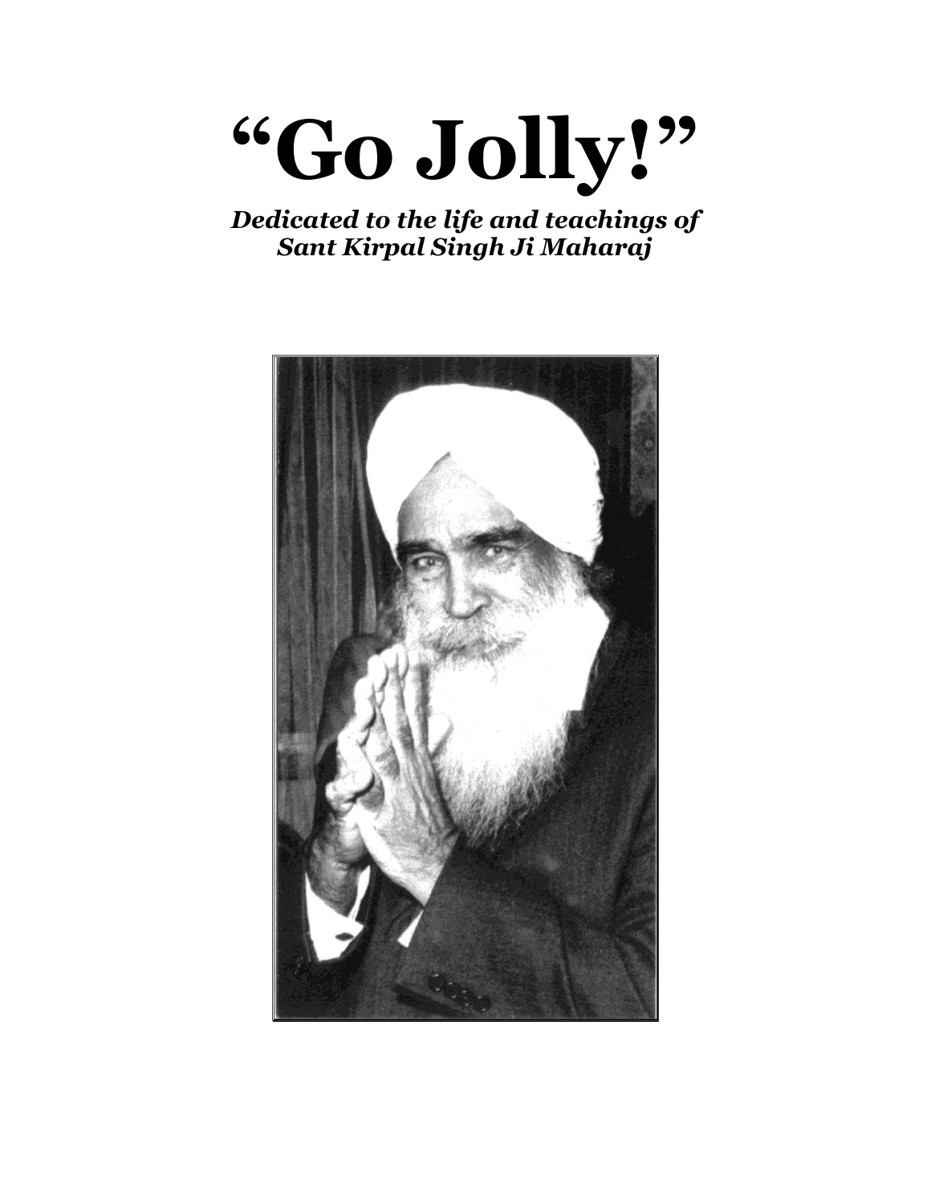# "Go Jolly!"

***Dedicated to the life and teachings of Sant Kirpal Singh Ji Maharaj***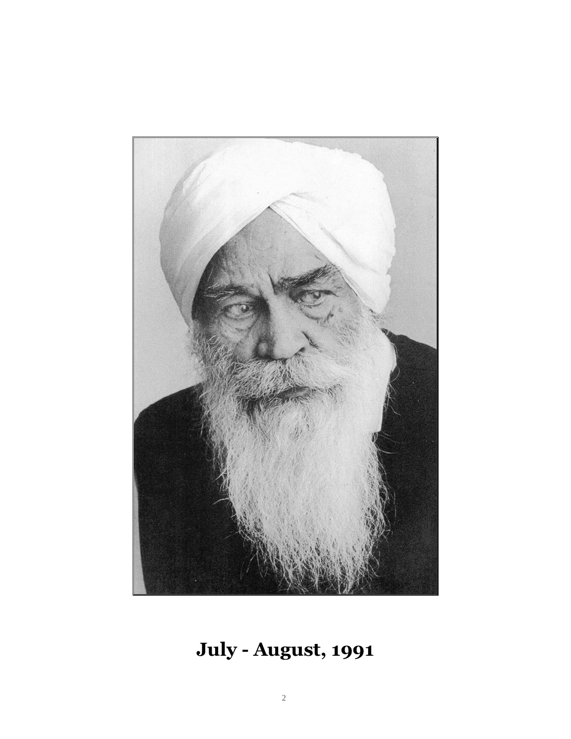# July - August, 1991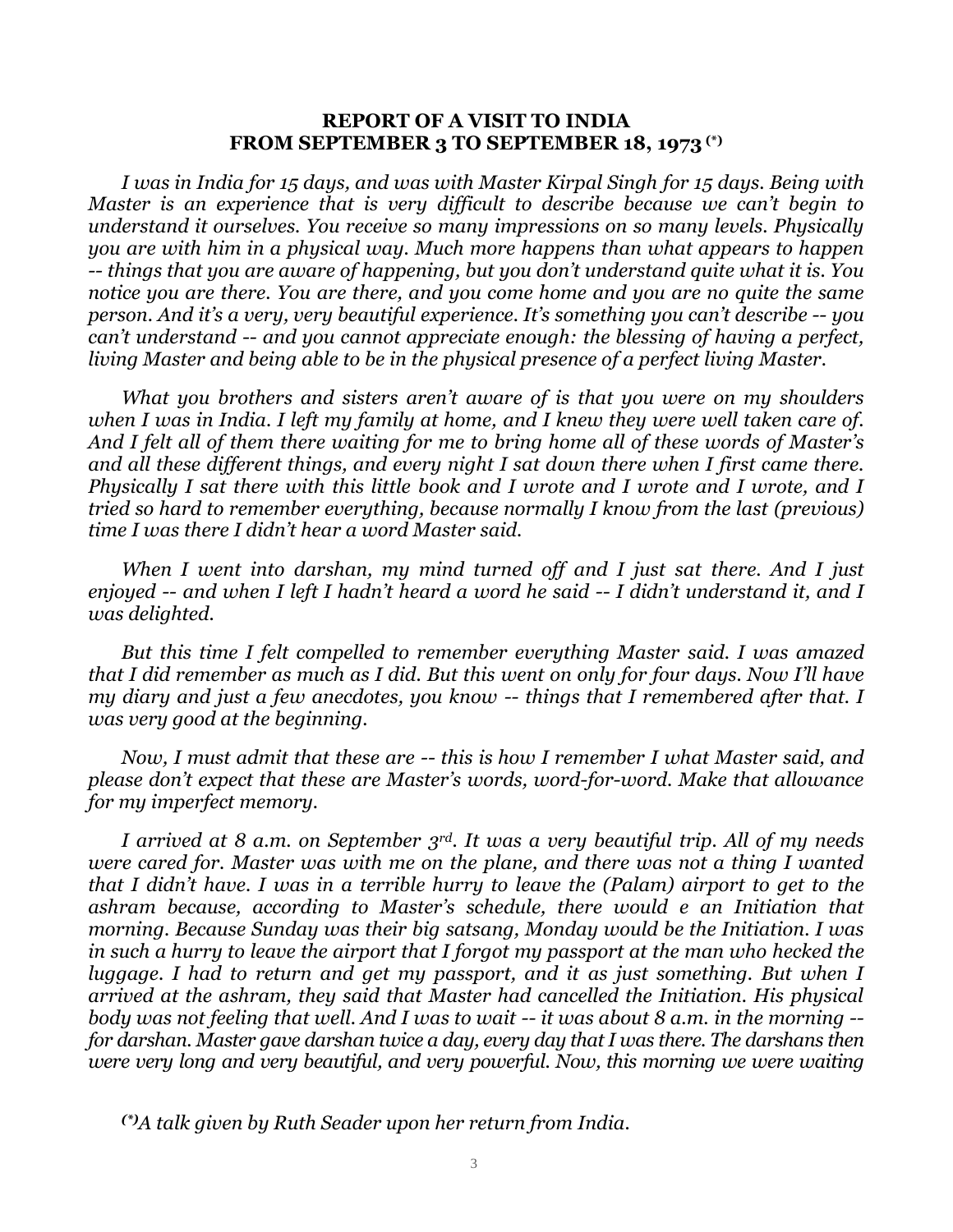# REPORT OF A VISIT TO INDIA FROM SEPTEMBER 3 TO SEPTEMBER 18, 1973 (*)

*I was in India for 15 days, and was with Master Kirpal Singh for 15 days. Being with Master is an experience that is very difficult to describe because we can't begin to understand it ourselves. You receive so many impressions on so many levels. Physically you are with him in a physical way. Much more happens than what appears to happen -- things that you are aware of happening, but you don't understand quite what it is. You notice you are there. You are there, and you come home and you are no quite the same person. And it's a very, very beautiful experience. It's something you can't describe -- you can't understand -- and you cannot appreciate enough: the blessing of having a perfect, living Master and being able to be in the physical presence of a perfect living Master.*

*What you brothers and sisters aren't aware of is that you were on my shoulders when I was in India. I left my family at home, and I knew they were well taken care of. And I felt all of them there waiting for me to bring home all of these words of Master's and all these different things, and every night I sat down there when I first came there. Physically I sat there with this little book and I wrote and I wrote and I wrote, and I tried so hard to remember everything, because normally I know from the last (previous) time I was there I didn't hear a word Master said.*

*When I went into darshan, my mind turned off and I just sat there. And I just enjoyed -- and when I left I hadn't heard a word he said -- I didn't understand it, and I was delighted.*

*But this time I felt compelled to remember everything Master said. I was amazed that I did remember as much as I did. But this went on only for four days. Now I'll have my diary and just a few anecdotes, you know -- things that I remembered after that. I was very good at the beginning.*

*Now, I must admit that these are -- this is how I remember I what Master said, and please don't expect that these are Master's words, word-for-word. Make that allowance for my imperfect memory.*

*I arrived at 8 a.m. on September 3rd. It was a very beautiful trip. All of my needs were cared for. Master was with me on the plane, and there was not a thing I wanted that I didn't have. I was in a terrible hurry to leave the (Palam) airport to get to the ashram because, according to Master's schedule, there would e an Initiation that morning. Because Sunday was their big satsang, Monday would be the Initiation. I was in such a hurry to leave the airport that I forgot my passport at the man who hecked the luggage. I had to return and get my passport, and it as just something. But when I arrived at the ashram, they said that Master had cancelled the Initiation. His physical body was not feeling that well. And I was to wait -- it was about 8 a.m. in the morning -- for darshan. Master gave darshan twice a day, every day that I was there. The darshans then were very long and very beautiful, and very powerful. Now, this morning we were waiting*

*(*)A talk given by Ruth Seader upon her return from India.*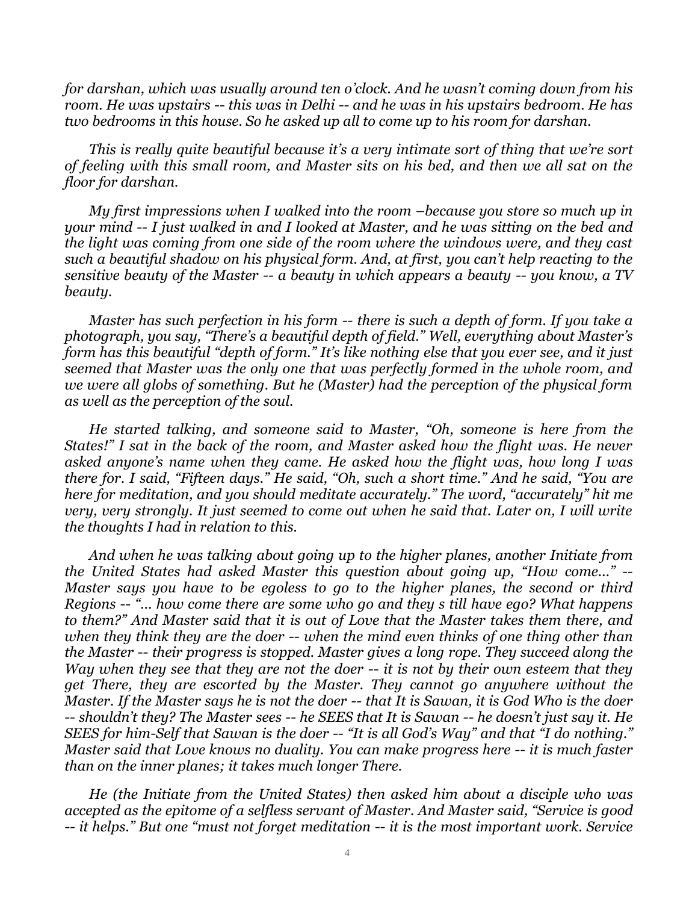*for darshan, which was usually around ten o'clock. And he wasn't coming down from his room. He was upstairs -- this was in Delhi -- and he was in his upstairs bedroom. He has two bedrooms in this house. So he asked up all to come up to his room for darshan.*

*This is really quite beautiful because it's a very intimate sort of thing that we're sort of feeling with this small room, and Master sits on his bed, and then we all sat on the floor for darshan.*

*My first impressions when I walked into the room –because you store so much up in your mind -- I just walked in and I looked at Master, and he was sitting on the bed and the light was coming from one side of the room where the windows were, and they cast such a beautiful shadow on his physical form. And, at first, you can't help reacting to the sensitive beauty of the Master -- a beauty in which appears a beauty -- you know, a TV beauty.*

*Master has such perfection in his form -- there is such a depth of form. If you take a photograph, you say, "There's a beautiful depth of field." Well, everything about Master's form has this beautiful "depth of form." It's like nothing else that you ever see, and it just seemed that Master was the only one that was perfectly formed in the whole room, and we were all globs of something. But he (Master) had the perception of the physical form as well as the perception of the soul.*

*He started talking, and someone said to Master, "Oh, someone is here from the States!" I sat in the back of the room, and Master asked how the flight was. He never asked anyone's name when they came. He asked how the flight was, how long I was there for. I said, "Fifteen days." He said, "Oh, such a short time." And he said, "You are here for meditation, and you should meditate accurately." The word, "accurately" hit me very, very strongly. It just seemed to come out when he said that. Later on, I will write the thoughts I had in relation to this.*

*And when he was talking about going up to the higher planes, another Initiate from the United States had asked Master this question about going up, "How come..." -- Master says you have to be egoless to go to the higher planes, the second or third Regions -- "... how come there are some who go and they s till have ego? What happens to them?" And Master said that it is out of Love that the Master takes them there, and when they think they are the doer -- when the mind even thinks of one thing other than the Master -- their progress is stopped. Master gives a long rope. They succeed along the Way when they see that they are not the doer -- it is not by their own esteem that they get There, they are escorted by the Master. They cannot go anywhere without the Master. If the Master says he is not the doer -- that It is Sawan, it is God Who is the doer -- shouldn't they? The Master sees -- he SEES that It is Sawan -- he doesn't just say it. He SEES for him-Self that Sawan is the doer -- "It is all God's Way" and that "I do nothing." Master said that Love knows no duality. You can make progress here -- it is much faster than on the inner planes; it takes much longer There.*

*He (the Initiate from the United States) then asked him about a disciple who was accepted as the epitome of a selfless servant of Master. And Master said, "Service is good -- it helps." But one "must not forget meditation -- it is the most important work. Service*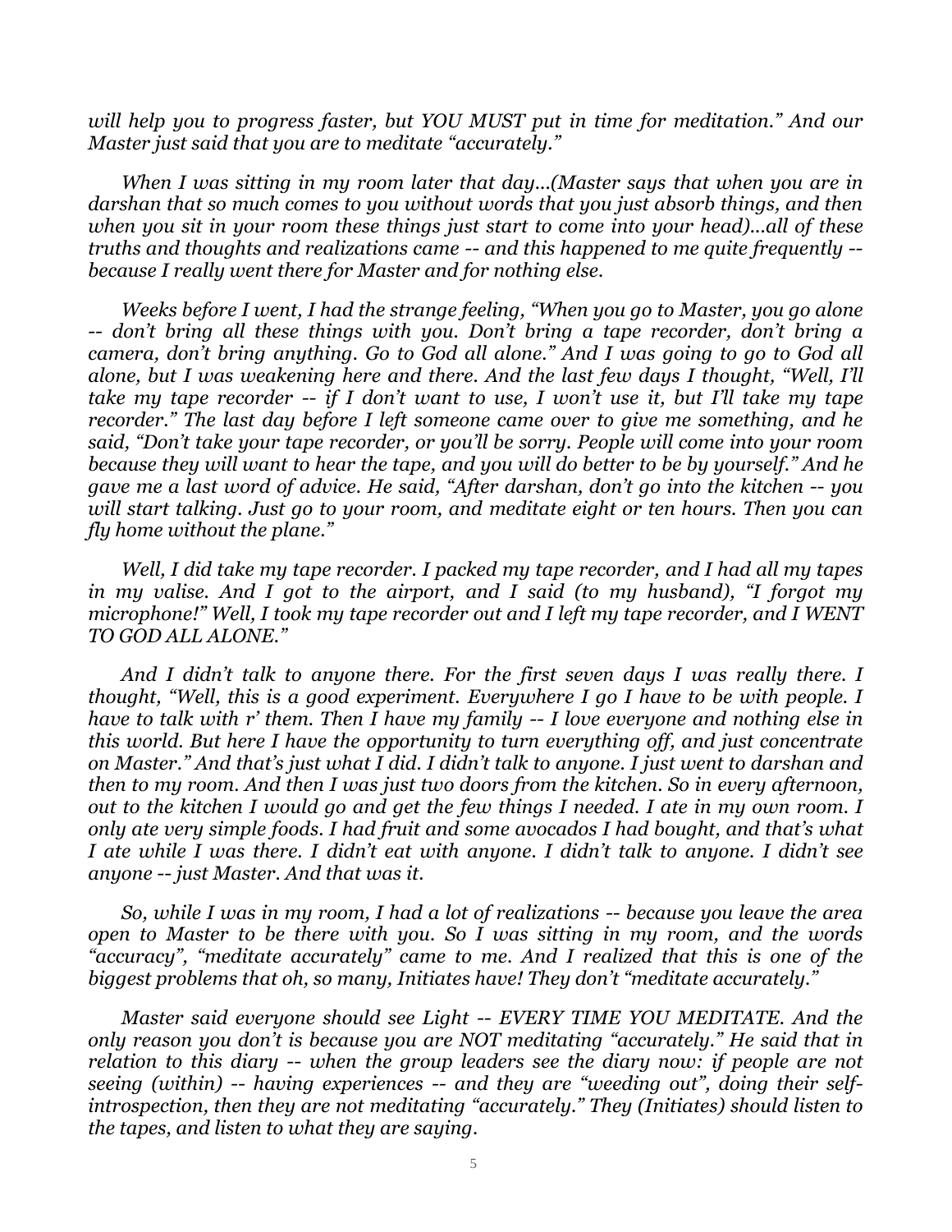*will help you to progress faster, but YOU MUST put in time for meditation." And our Master just said that you are to meditate "accurately."*

*When I was sitting in my room later that day...(Master says that when you are in darshan that so much comes to you without words that you just absorb things, and then when you sit in your room these things just start to come into your head)...all of these truths and thoughts and realizations came -- and this happened to me quite frequently -- because I really went there for Master and for nothing else.*

*Weeks before I went, I had the strange feeling, "When you go to Master, you go alone -- don't bring all these things with you. Don't bring a tape recorder, don't bring a camera, don't bring anything. Go to God all alone." And I was going to go to God all alone, but I was weakening here and there. And the last few days I thought, "Well, I'll take my tape recorder -- if I don't want to use, I won't use it, but I'll take my tape recorder." The last day before I left someone came over to give me something, and he said, "Don't take your tape recorder, or you'll be sorry. People will come into your room because they will want to hear the tape, and you will do better to be by yourself." And he gave me a last word of advice. He said, "After darshan, don't go into the kitchen -- you will start talking. Just go to your room, and meditate eight or ten hours. Then you can fly home without the plane."*

*Well, I did take my tape recorder. I packed my tape recorder, and I had all my tapes in my valise. And I got to the airport, and I said (to my husband), "I forgot my microphone!" Well, I took my tape recorder out and I left my tape recorder, and I WENT TO GOD ALL ALONE."*

*And I didn't talk to anyone there. For the first seven days I was really there. I thought, "Well, this is a good experiment. Everywhere I go I have to be with people. I have to talk with r' them. Then I have my family -- I love everyone and nothing else in this world. But here I have the opportunity to turn everything off, and just concentrate on Master." And that's just what I did. I didn't talk to anyone. I just went to darshan and then to my room. And then I was just two doors from the kitchen. So in every afternoon, out to the kitchen I would go and get the few things I needed. I ate in my own room. I only ate very simple foods. I had fruit and some avocados I had bought, and that's what I ate while I was there. I didn't eat with anyone. I didn't talk to anyone. I didn't see anyone -- just Master. And that was it.*

*So, while I was in my room, I had a lot of realizations -- because you leave the area open to Master to be there with you. So I was sitting in my room, and the words "accuracy", "meditate accurately" came to me. And I realized that this is one of the biggest problems that oh, so many, Initiates have! They don't "meditate accurately."*

*Master said everyone should see Light -- EVERY TIME YOU MEDITATE. And the only reason you don't is because you are NOT meditating "accurately." He said that in relation to this diary -- when the group leaders see the diary now: if people are not seeing (within) -- having experiences -- and they are "weeding out", doing their self-introspection, then they are not meditating "accurately." They (Initiates) should listen to the tapes, and listen to what they are saying.*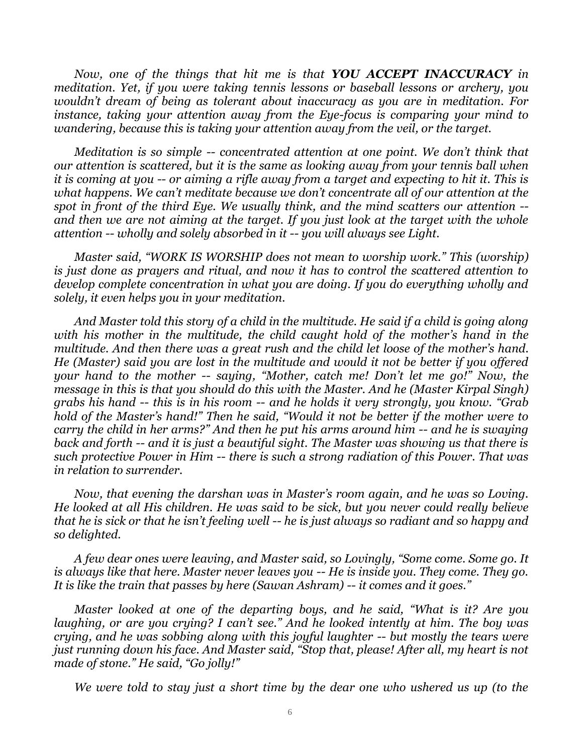*Now, one of the things that hit me is that **YOU ACCEPT INACCURACY** in meditation. Yet, if you were taking tennis lessons or baseball lessons or archery, you wouldn't dream of being as tolerant about inaccuracy as you are in meditation. For instance, taking your attention away from the Eye-focus is comparing your mind to wandering, because this is taking your attention away from the veil, or the target.*

*Meditation is so simple -- concentrated attention at one point. We don't think that our attention is scattered, but it is the same as looking away from your tennis ball when it is coming at you -- or aiming a rifle away from a target and expecting to hit it. This is what happens. We can't meditate because we don't concentrate all of our attention at the spot in front of the third Eye. We usually think, and the mind scatters our attention -- and then we are not aiming at the target. If you just look at the target with the whole attention -- wholly and solely absorbed in it -- you will always see Light.*

*Master said, "WORK IS WORSHIP does not mean to worship work." This (worship) is just done as prayers and ritual, and now it has to control the scattered attention to develop complete concentration in what you are doing. If you do everything wholly and solely, it even helps you in your meditation.*

*And Master told this story of a child in the multitude. He said if a child is going along with his mother in the multitude, the child caught hold of the mother's hand in the multitude. And then there was a great rush and the child let loose of the mother's hand. He (Master) said you are lost in the multitude and would it not be better if you offered your hand to the mother -- saying, "Mother, catch me! Don't let me go!" Now, the message in this is that you should do this with the Master. And he (Master Kirpal Singh) grabs his hand -- this is in his room -- and he holds it very strongly, you know. "Grab hold of the Master's hand!" Then he said, "Would it not be better if the mother were to carry the child in her arms?" And then he put his arms around him -- and he is swaying back and forth -- and it is just a beautiful sight. The Master was showing us that there is such protective Power in Him -- there is such a strong radiation of this Power. That was in relation to surrender.*

*Now, that evening the darshan was in Master's room again, and he was so Loving. He looked at all His children. He was said to be sick, but you never could really believe that he is sick or that he isn't feeling well -- he is just always so radiant and so happy and so delighted.*

*A few dear ones were leaving, and Master said, so Lovingly, "Some come. Some go. It is always like that here. Master never leaves you -- He is inside you. They come. They go. It is like the train that passes by here (Sawan Ashram) -- it comes and it goes."*

*Master looked at one of the departing boys, and he said, "What is it? Are you laughing, or are you crying? I can't see." And he looked intently at him. The boy was crying, and he was sobbing along with this joyful laughter -- but mostly the tears were just running down his face. And Master said, "Stop that, please! After all, my heart is not made of stone." He said, "Go jolly!"*

*We were told to stay just a short time by the dear one who ushered us up (to the*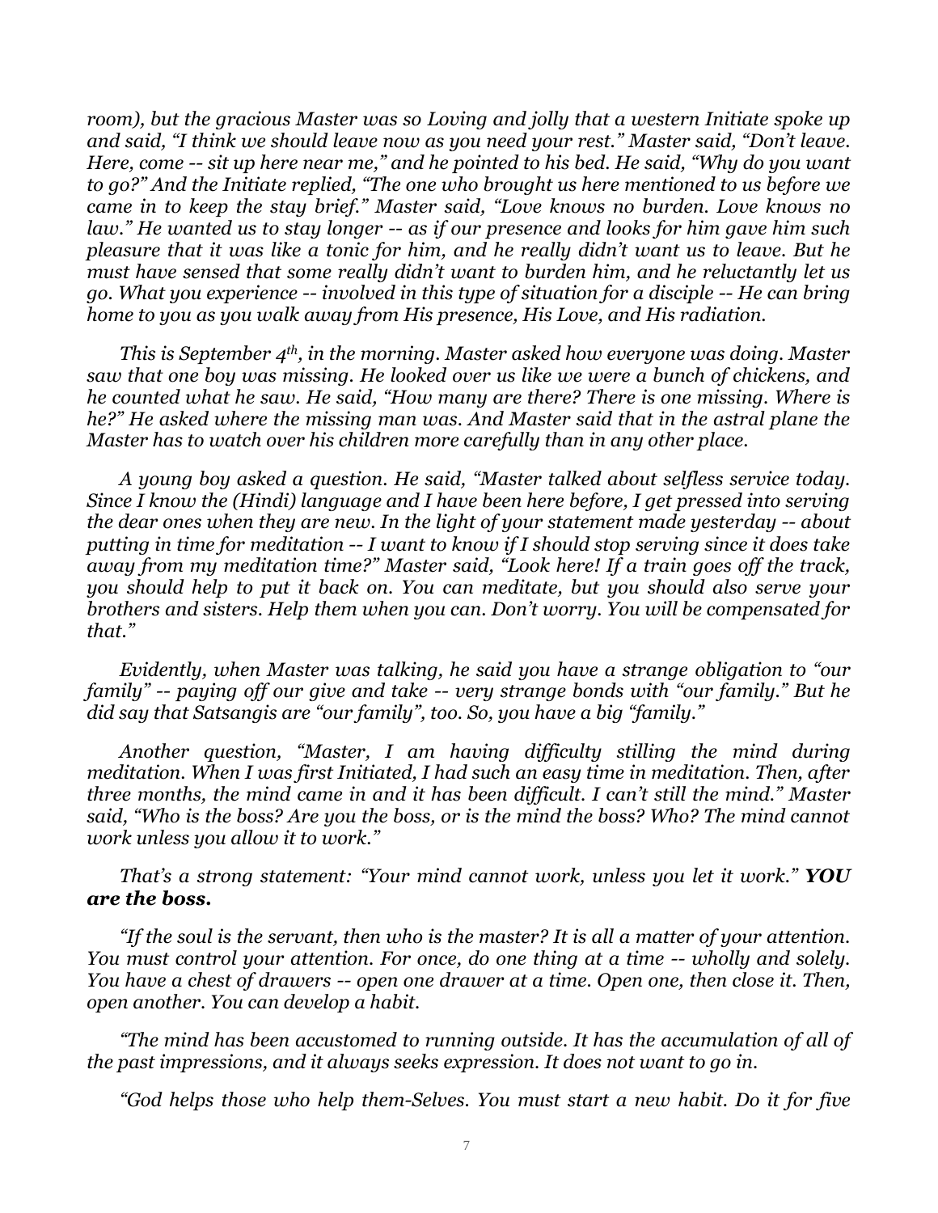*room), but the gracious Master was so Loving and jolly that a western Initiate spoke up and said, "I think we should leave now as you need your rest." Master said, "Don't leave. Here, come -- sit up here near me," and he pointed to his bed. He said, "Why do you want to go?" And the Initiate replied, "The one who brought us here mentioned to us before we came in to keep the stay brief." Master said, "Love knows no burden. Love knows no law." He wanted us to stay longer -- as if our presence and looks for him gave him such pleasure that it was like a tonic for him, and he really didn't want us to leave. But he must have sensed that some really didn't want to burden him, and he reluctantly let us go. What you experience -- involved in this type of situation for a disciple -- He can bring home to you as you walk away from His presence, His Love, and His radiation.*

*This is September 4th, in the morning. Master asked how everyone was doing. Master saw that one boy was missing. He looked over us like we were a bunch of chickens, and he counted what he saw. He said, "How many are there? There is one missing. Where is he?" He asked where the missing man was. And Master said that in the astral plane the Master has to watch over his children more carefully than in any other place.*

*A young boy asked a question. He said, "Master talked about selfless service today. Since I know the (Hindi) language and I have been here before, I get pressed into serving the dear ones when they are new. In the light of your statement made yesterday -- about putting in time for meditation -- I want to know if I should stop serving since it does take away from my meditation time?" Master said, "Look here! If a train goes off the track, you should help to put it back on. You can meditate, but you should also serve your brothers and sisters. Help them when you can. Don't worry. You will be compensated for that."*

*Evidently, when Master was talking, he said you have a strange obligation to "our family" -- paying off our give and take -- very strange bonds with "our family." But he did say that Satsangis are "our family", too. So, you have a big "family."*

*Another question, "Master, I am having difficulty stilling the mind during meditation. When I was first Initiated, I had such an easy time in meditation. Then, after three months, the mind came in and it has been difficult. I can't still the mind." Master said, "Who is the boss? Are you the boss, or is the mind the boss? Who? The mind cannot work unless you allow it to work."*

*That's a strong statement: "Your mind cannot work, unless you let it work."* ***YOU are the boss.***

*"If the soul is the servant, then who is the master? It is all a matter of your attention. You must control your attention. For once, do one thing at a time -- wholly and solely. You have a chest of drawers -- open one drawer at a time. Open one, then close it. Then, open another. You can develop a habit.*

*"The mind has been accustomed to running outside. It has the accumulation of all of the past impressions, and it always seeks expression. It does not want to go in.*

*"God helps those who help them-Selves. You must start a new habit. Do it for five*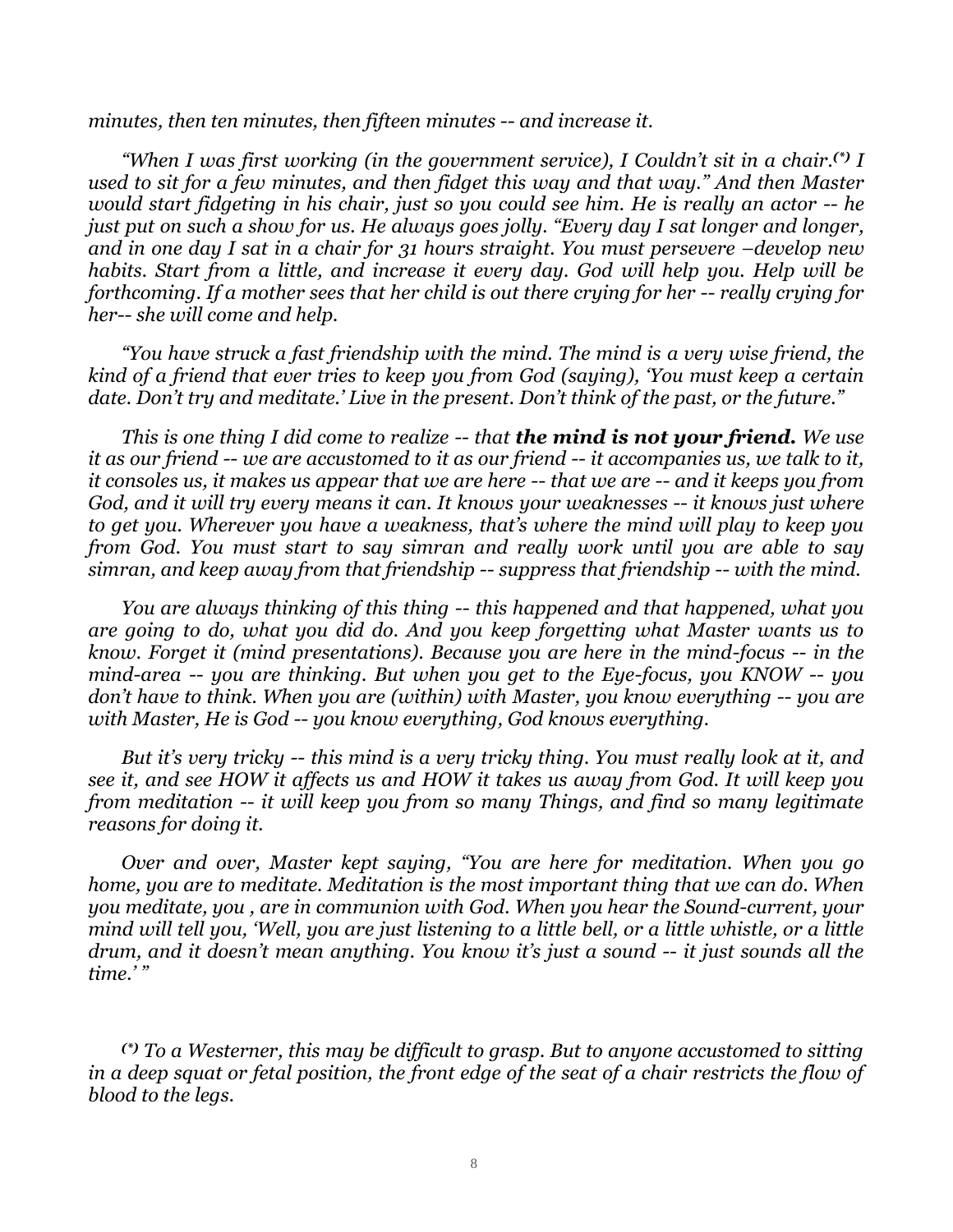*minutes, then ten minutes, then fifteen minutes -- and increase it.*

*"When I was first working (in the government service), I Couldn't sit in a chair.(\*) I used to sit for a few minutes, and then fidget this way and that way." And then Master would start fidgeting in his chair, just so you could see him. He is really an actor -- he just put on such a show for us. He always goes jolly. "Every day I sat longer and longer, and in one day I sat in a chair for 31 hours straight. You must persevere –develop new habits. Start from a little, and increase it every day. God will help you. Help will be forthcoming. If a mother sees that her child is out there crying for her -- really crying for her-- she will come and help.*

*"You have struck a fast friendship with the mind. The mind is a very wise friend, the kind of a friend that ever tries to keep you from God (saying), 'You must keep a certain date. Don't try and meditate.' Live in the present. Don't think of the past, or the future."*

*This is one thing I did come to realize -- that* ***the mind is not your friend.*** *We use it as our friend -- we are accustomed to it as our friend -- it accompanies us, we talk to it, it consoles us, it makes us appear that we are here -- that we are -- and it keeps you from God, and it will try every means it can. It knows your weaknesses -- it knows just where to get you. Wherever you have a weakness, that's where the mind will play to keep you from God. You must start to say simran and really work until you are able to say simran, and keep away from that friendship -- suppress that friendship -- with the mind.*

*You are always thinking of this thing -- this happened and that happened, what you are going to do, what you did do. And you keep forgetting what Master wants us to know. Forget it (mind presentations). Because you are here in the mind-focus -- in the mind-area -- you are thinking. But when you get to the Eye-focus, you KNOW -- you don't have to think. When you are (within) with Master, you know everything -- you are with Master, He is God -- you know everything, God knows everything.*

*But it's very tricky -- this mind is a very tricky thing. You must really look at it, and see it, and see HOW it affects us and HOW it takes us away from God. It will keep you from meditation -- it will keep you from so many Things, and find so many legitimate reasons for doing it.*

*Over and over, Master kept saying, "You are here for meditation. When you go home, you are to meditate. Meditation is the most important thing that we can do. When you meditate, you , are in communion with God. When you hear the Sound-current, your mind will tell you, 'Well, you are just listening to a little bell, or a little whistle, or a little drum, and it doesn't mean anything. You know it's just a sound -- it just sounds all the time.' "*

*(\*) To a Westerner, this may be difficult to grasp. But to anyone accustomed to sitting in a deep squat or fetal position, the front edge of the seat of a chair restricts the flow of blood to the legs.*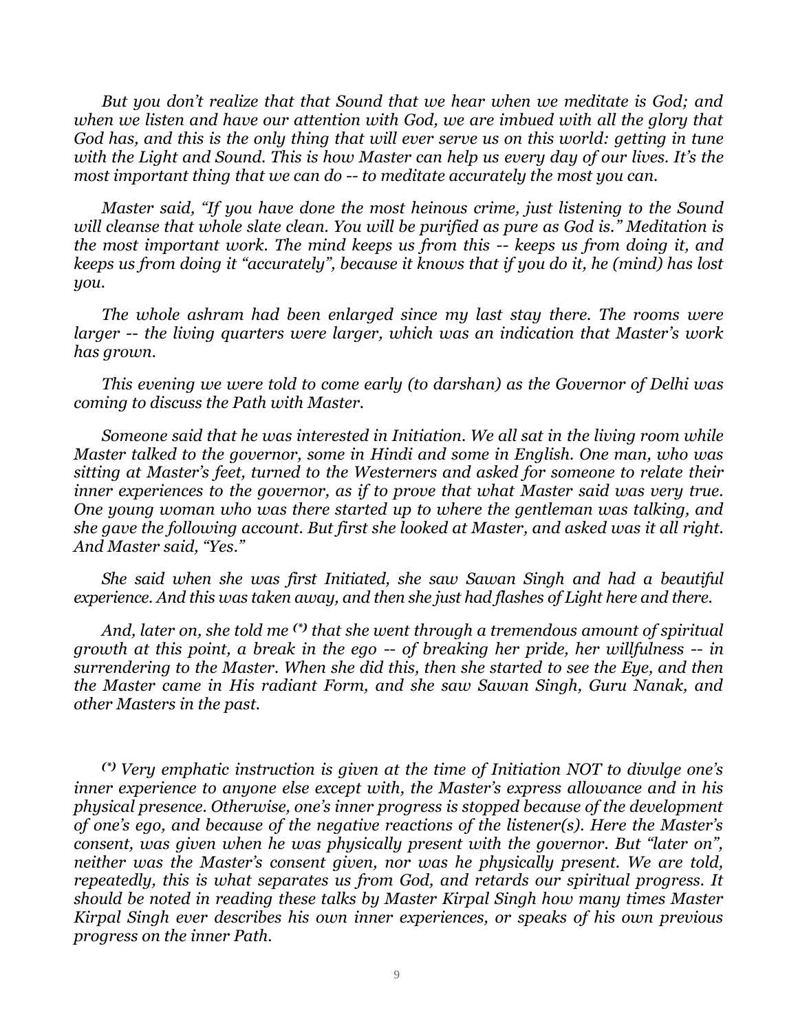*But you don't realize that that Sound that we hear when we meditate is God; and when we listen and have our attention with God, we are imbued with all the glory that God has, and this is the only thing that will ever serve us on this world: getting in tune with the Light and Sound. This is how Master can help us every day of our lives. It's the most important thing that we can do -- to meditate accurately the most you can.*

*Master said, "If you have done the most heinous crime, just listening to the Sound will cleanse that whole slate clean. You will be purified as pure as God is." Meditation is the most important work. The mind keeps us from this -- keeps us from doing it, and keeps us from doing it "accurately", because it knows that if you do it, he (mind) has lost you.*

*The whole ashram had been enlarged since my last stay there. The rooms were larger -- the living quarters were larger, which was an indication that Master's work has grown.*

*This evening we were told to come early (to darshan) as the Governor of Delhi was coming to discuss the Path with Master.*

*Someone said that he was interested in Initiation. We all sat in the living room while Master talked to the governor, some in Hindi and some in English. One man, who was sitting at Master's feet, turned to the Westerners and asked for someone to relate their inner experiences to the governor, as if to prove that what Master said was very true. One young woman who was there started up to where the gentleman was talking, and she gave the following account. But first she looked at Master, and asked was it all right. And Master said, "Yes."*

*She said when she was first Initiated, she saw Sawan Singh and had a beautiful experience. And this was taken away, and then she just had flashes of Light here and there.*

*And, later on, she told me (\*) that she went through a tremendous amount of spiritual growth at this point, a break in the ego -- of breaking her pride, her willfulness -- in surrendering to the Master. When she did this, then she started to see the Eye, and then the Master came in His radiant Form, and she saw Sawan Singh, Guru Nanak, and other Masters in the past.*

*(\*) Very emphatic instruction is given at the time of Initiation NOT to divulge one's inner experience to anyone else except with, the Master's express allowance and in his physical presence. Otherwise, one's inner progress is stopped because of the development of one's ego, and because of the negative reactions of the listener(s). Here the Master's consent, was given when he was physically present with the governor. But "later on", neither was the Master's consent given, nor was he physically present. We are told, repeatedly, this is what separates us from God, and retards our spiritual progress. It should be noted in reading these talks by Master Kirpal Singh how many times Master Kirpal Singh ever describes his own inner experiences, or speaks of his own previous progress on the inner Path.*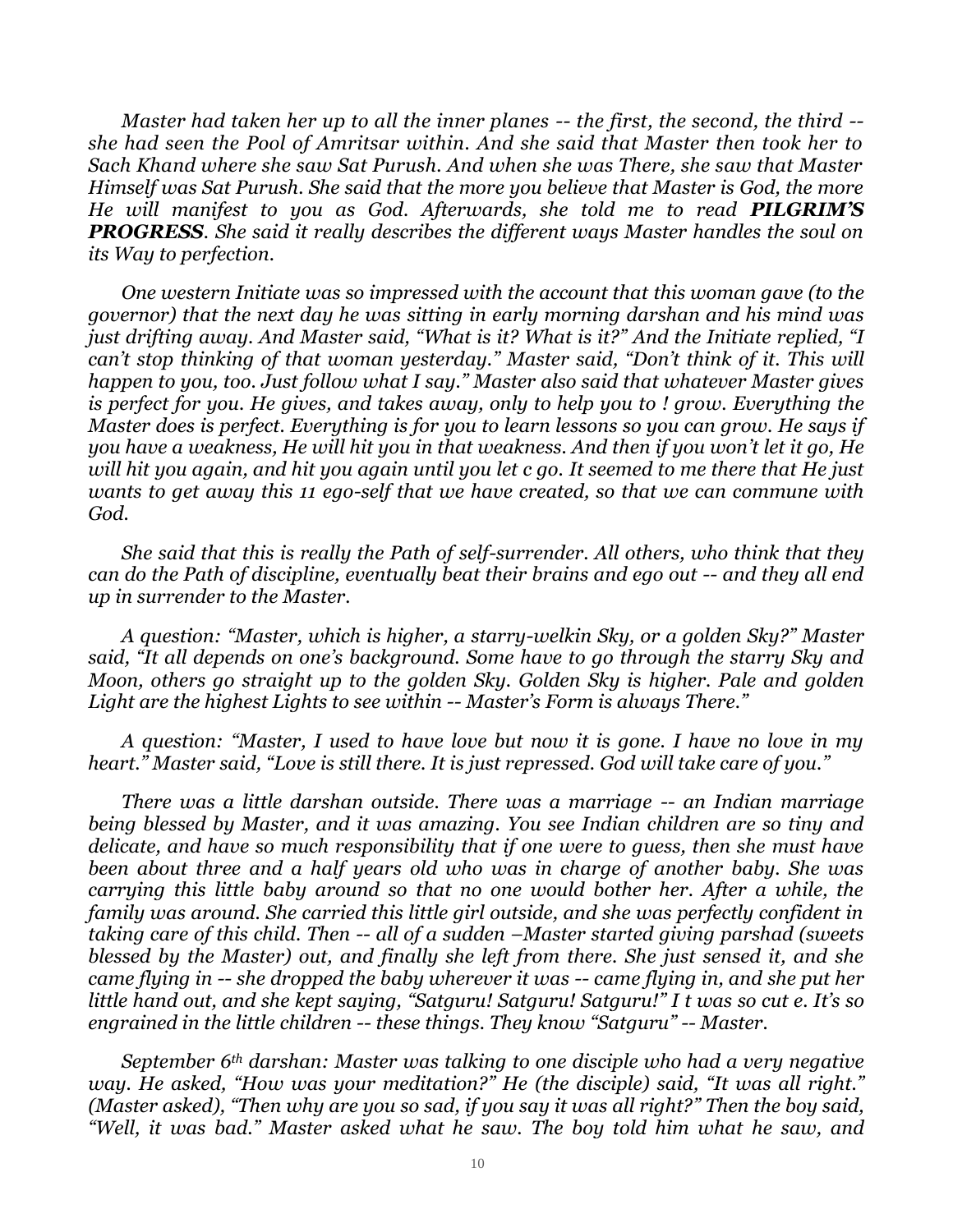*Master had taken her up to all the inner planes -- the first, the second, the third -- she had seen the Pool of Amritsar within. And she said that Master then took her to Sach Khand where she saw Sat Purush. And when she was There, she saw that Master Himself was Sat Purush. She said that the more you believe that Master is God, the more He will manifest to you as God. Afterwards, she told me to read **PILGRIM'S PROGRESS**. She said it really describes the different ways Master handles the soul on its Way to perfection.*

*One western Initiate was so impressed with the account that this woman gave (to the governor) that the next day he was sitting in early morning darshan and his mind was just drifting away. And Master said, "What is it? What is it?" And the Initiate replied, "I can't stop thinking of that woman yesterday." Master said, "Don't think of it. This will happen to you, too. Just follow what I say." Master also said that whatever Master gives is perfect for you. He gives, and takes away, only to help you to ! grow. Everything the Master does is perfect. Everything is for you to learn lessons so you can grow. He says if you have a weakness, He will hit you in that weakness. And then if you won't let it go, He will hit you again, and hit you again until you let c go. It seemed to me there that He just wants to get away this 11 ego-self that we have created, so that we can commune with God.*

*She said that this is really the Path of self-surrender. All others, who think that they can do the Path of discipline, eventually beat their brains and ego out -- and they all end up in surrender to the Master.*

*A question: "Master, which is higher, a starry-welkin Sky, or a golden Sky?" Master said, "It all depends on one's background. Some have to go through the starry Sky and Moon, others go straight up to the golden Sky. Golden Sky is higher. Pale and golden Light are the highest Lights to see within -- Master's Form is always There."*

*A question: "Master, I used to have love but now it is gone. I have no love in my heart." Master said, "Love is still there. It is just repressed. God will take care of you."*

*There was a little darshan outside. There was a marriage -- an Indian marriage being blessed by Master, and it was amazing. You see Indian children are so tiny and delicate, and have so much responsibility that if one were to guess, then she must have been about three and a half years old who was in charge of another baby. She was carrying this little baby around so that no one would bother her. After a while, the family was around. She carried this little girl outside, and she was perfectly confident in taking care of this child. Then -- all of a sudden –Master started giving parshad (sweets blessed by the Master) out, and finally she left from there. She just sensed it, and she came flying in -- she dropped the baby wherever it was -- came flying in, and she put her little hand out, and she kept saying, "Satguru! Satguru! Satguru!" I t was so cut e. It's so engrained in the little children -- these things. They know "Satguru" -- Master.*

*September 6th darshan: Master was talking to one disciple who had a very negative way. He asked, "How was your meditation?" He (the disciple) said, "It was all right." (Master asked), "Then why are you so sad, if you say it was all right?" Then the boy said, "Well, it was bad." Master asked what he saw. The boy told him what he saw, and*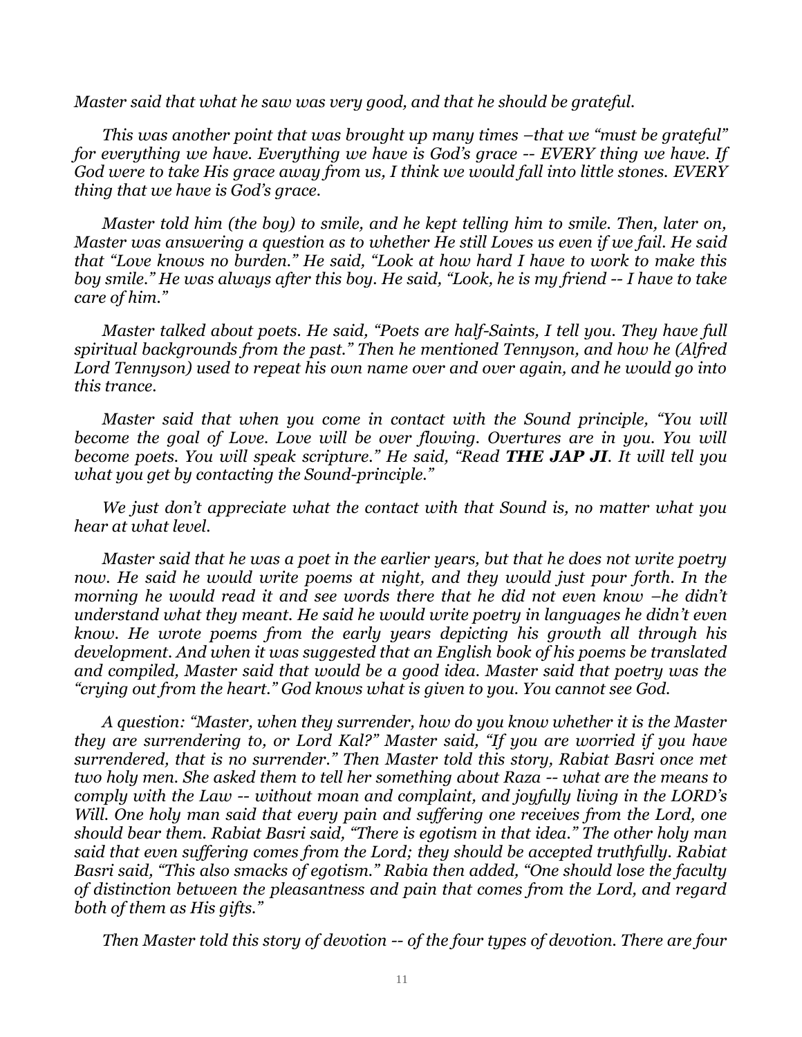*Master said that what he saw was very good, and that he should be grateful.*

*This was another point that was brought up many times –that we "must be grateful" for everything we have. Everything we have is God's grace -- EVERY thing we have. If God were to take His grace away from us, I think we would fall into little stones. EVERY thing that we have is God's grace.*

*Master told him (the boy) to smile, and he kept telling him to smile. Then, later on, Master was answering a question as to whether He still Loves us even if we fail. He said that "Love knows no burden." He said, "Look at how hard I have to work to make this boy smile." He was always after this boy. He said, "Look, he is my friend -- I have to take care of him."*

*Master talked about poets. He said, "Poets are half-Saints, I tell you. They have full spiritual backgrounds from the past." Then he mentioned Tennyson, and how he (Alfred Lord Tennyson) used to repeat his own name over and over again, and he would go into this trance.*

*Master said that when you come in contact with the Sound principle, "You will become the goal of Love. Love will be over flowing. Overtures are in you. You will become poets. You will speak scripture." He said, "Read **THE JAP JI**. It will tell you what you get by contacting the Sound-principle."*

*We just don't appreciate what the contact with that Sound is, no matter what you hear at what level.*

*Master said that he was a poet in the earlier years, but that he does not write poetry now. He said he would write poems at night, and they would just pour forth. In the morning he would read it and see words there that he did not even know –he didn't understand what they meant. He said he would write poetry in languages he didn't even know. He wrote poems from the early years depicting his growth all through his development. And when it was suggested that an English book of his poems be translated and compiled, Master said that would be a good idea. Master said that poetry was the "crying out from the heart." God knows what is given to you. You cannot see God.*

*A question: "Master, when they surrender, how do you know whether it is the Master they are surrendering to, or Lord Kal?" Master said, "If you are worried if you have surrendered, that is no surrender." Then Master told this story, Rabiat Basri once met two holy men. She asked them to tell her something about Raza -- what are the means to comply with the Law -- without moan and complaint, and joyfully living in the LORD's Will. One holy man said that every pain and suffering one receives from the Lord, one should bear them. Rabiat Basri said, "There is egotism in that idea." The other holy man said that even suffering comes from the Lord; they should be accepted truthfully. Rabiat Basri said, "This also smacks of egotism." Rabia then added, "One should lose the faculty of distinction between the pleasantness and pain that comes from the Lord, and regard both of them as His gifts."*

*Then Master told this story of devotion -- of the four types of devotion. There are four*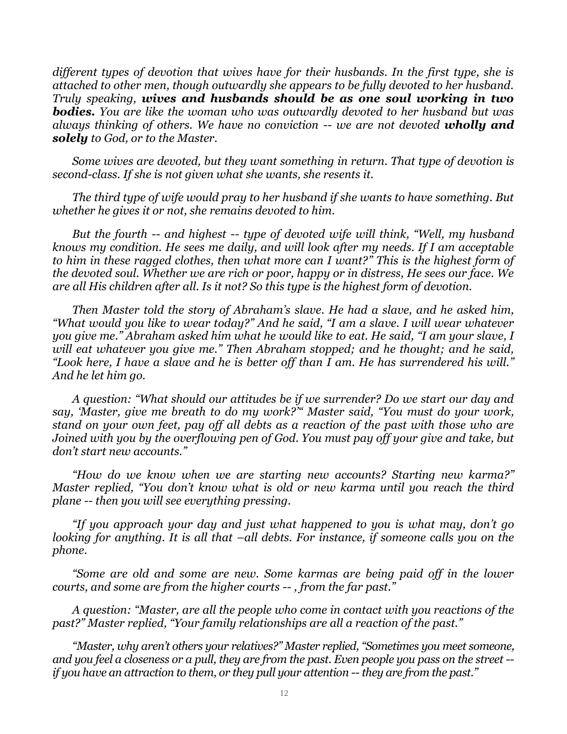*different types of devotion that wives have for their husbands. In the first type, she is attached to other men, though outwardly she appears to be fully devoted to her husband. Truly speaking,* ***wives and husbands should be as one soul working in two bodies.*** *You are like the woman who was outwardly devoted to her husband but was always thinking of others. We have no conviction -- we are not devoted* ***wholly and solely*** *to God, or to the Master.*

*Some wives are devoted, but they want something in return. That type of devotion is second-class. If she is not given what she wants, she resents it.*

*The third type of wife would pray to her husband if she wants to have something. But whether he gives it or not, she remains devoted to him.*

*But the fourth -- and highest -- type of devoted wife will think, "Well, my husband knows my condition. He sees me daily, and will look after my needs. If I am acceptable to him in these ragged clothes, then what more can I want?" This is the highest form of the devoted soul. Whether we are rich or poor, happy or in distress, He sees our face. We are all His children after all. Is it not? So this type is the highest form of devotion.*

*Then Master told the story of Abraham's slave. He had a slave, and he asked him, "What would you like to wear today?" And he said, "I am a slave. I will wear whatever you give me." Abraham asked him what he would like to eat. He said, "I am your slave, I will eat whatever you give me." Then Abraham stopped; and he thought; and he said, "Look here, I have a slave and he is better off than I am. He has surrendered his will." And he let him go.*

*A question: "What should our attitudes be if we surrender? Do we start our day and say, 'Master, give me breath to do my work?'" Master said, "You must do your work, stand on your own feet, pay off all debts as a reaction of the past with those who are Joined with you by the overflowing pen of God. You must pay off your give and take, but don't start new accounts."*

*"How do we know when we are starting new accounts? Starting new karma?" Master replied, "You don't know what is old or new karma until you reach the third plane -- then you will see everything pressing.*

*"If you approach your day and just what happened to you is what may, don't go looking for anything. It is all that –all debts. For instance, if someone calls you on the phone.*

*"Some are old and some are new. Some karmas are being paid off in the lower courts, and some are from the higher courts -- , from the far past."*

*A question: "Master, are all the people who come in contact with you reactions of the past?" Master replied, "Your family relationships are all a reaction of the past."*

*"Master, why aren't others your relatives?" Master replied, "Sometimes you meet someone, and you feel a closeness or a pull, they are from the past. Even people you pass on the street -- if you have an attraction to them, or they pull your attention -- they are from the past."*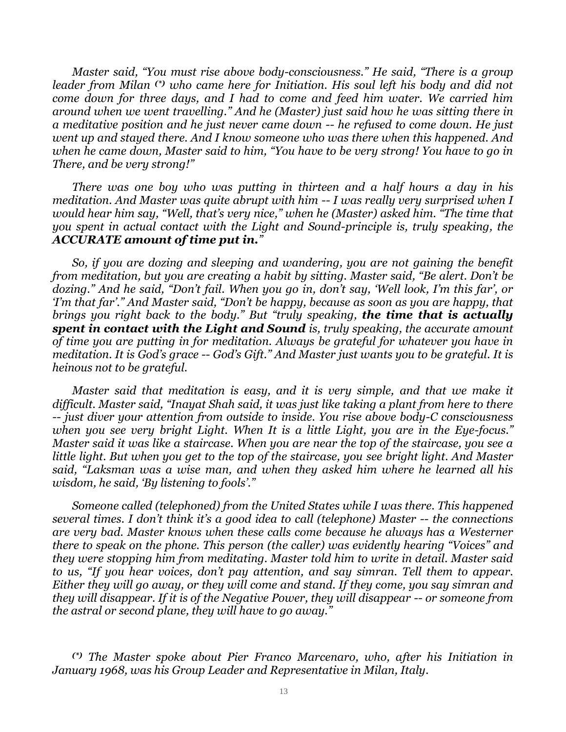*Master said, "You must rise above body-consciousness." He said, "There is a group leader from Milan (\*) who came here for Initiation. His soul left his body and did not come down for three days, and I had to come and feed him water. We carried him around when we went travelling." And he (Master) just said how he was sitting there in a meditative position and he just never came down -- he refused to come down. He just went up and stayed there. And I know someone who was there when this happened. And when he came down, Master said to him, "You have to be very strong! You have to go in There, and be very strong!"*

*There was one boy who was putting in thirteen and a half hours a day in his meditation. And Master was quite abrupt with him -- I was really very surprised when I would hear him say, "Well, that's very nice," when he (Master) asked him. "The time that you spent in actual contact with the Light and Sound-principle is, truly speaking, the **ACCURATE amount of time put in.**"*

*So, if you are dozing and sleeping and wandering, you are not gaining the benefit from meditation, but you are creating a habit by sitting. Master said, "Be alert. Don't be dozing." And he said, "Don't fail. When you go in, don't say, 'Well look, I'm this far', or 'I'm that far'." And Master said, "Don't be happy, because as soon as you are happy, that brings you right back to the body." But "truly speaking, **the time that is actually spent in contact with the Light and Sound** is, truly speaking, the accurate amount of time you are putting in for meditation. Always be grateful for whatever you have in meditation. It is God's grace -- God's Gift." And Master just wants you to be grateful. It is heinous not to be grateful.*

*Master said that meditation is easy, and it is very simple, and that we make it difficult. Master said, "Inayat Shah said, it was just like taking a plant from here to there -- just diver your attention from outside to inside. You rise above body-C consciousness when you see very bright Light. When It is a little Light, you are in the Eye-focus." Master said it was like a staircase. When you are near the top of the staircase, you see a little light. But when you get to the top of the staircase, you see bright light. And Master said, "Laksman was a wise man, and when they asked him where he learned all his wisdom, he said, 'By listening to fools'."*

*Someone called (telephoned) from the United States while I was there. This happened several times. I don't think it's a good idea to call (telephone) Master -- the connections are very bad. Master knows when these calls come because he always has a Westerner there to speak on the phone. This person (the caller) was evidently hearing "Voices" and they were stopping him from meditating. Master told him to write in detail. Master said to us, "If you hear voices, don't pay attention, and say simran. Tell them to appear. Either they will go away, or they will come and stand. If they come, you say simran and they will disappear. If it is of the Negative Power, they will disappear -- or someone from the astral or second plane, they will have to go away."*

*(\*) The Master spoke about Pier Franco Marcenaro, who, after his Initiation in January 1968, was his Group Leader and Representative in Milan, Italy.*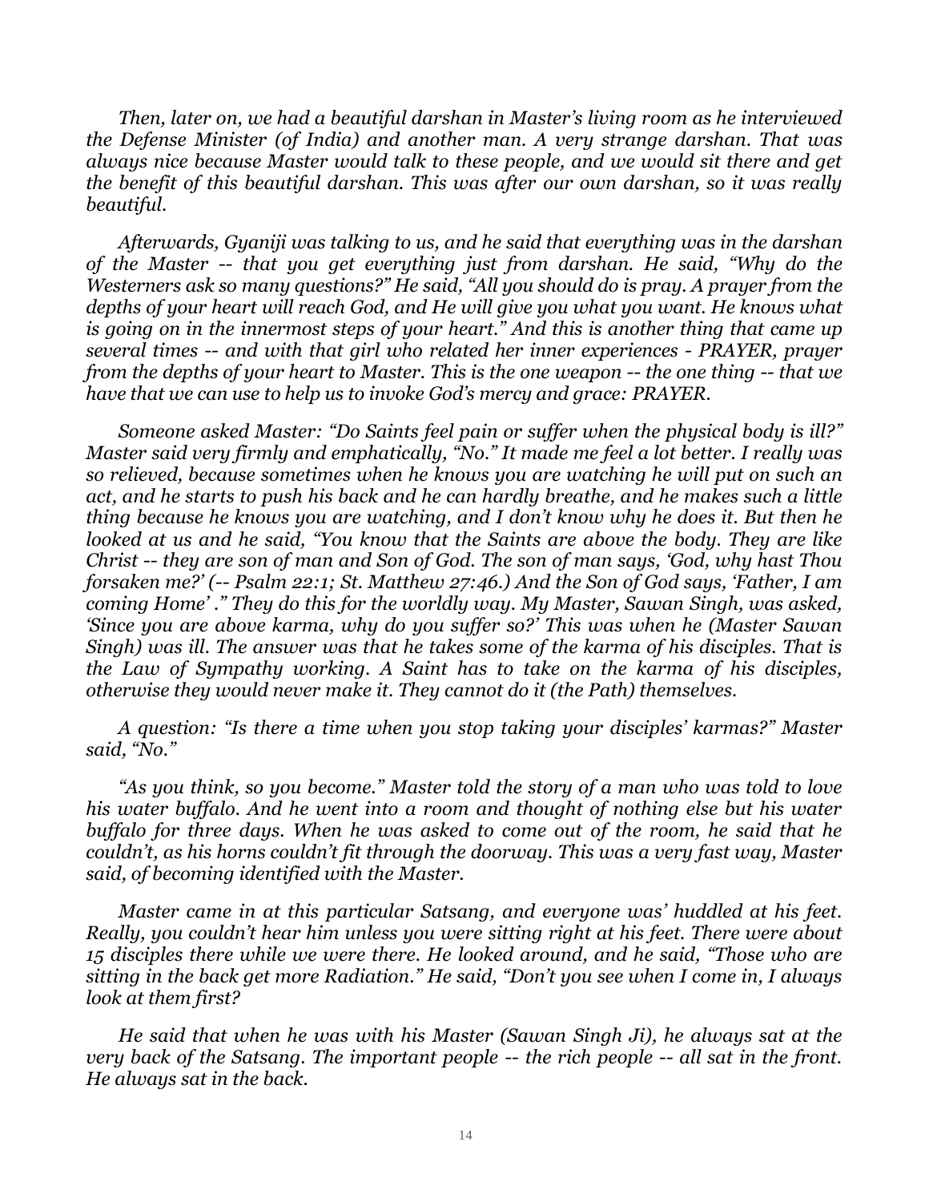*Then, later on, we had a beautiful darshan in Master's living room as he interviewed the Defense Minister (of India) and another man. A very strange darshan. That was always nice because Master would talk to these people, and we would sit there and get the benefit of this beautiful darshan. This was after our own darshan, so it was really beautiful.*

*Afterwards, Gyaniji was talking to us, and he said that everything was in the darshan of the Master -- that you get everything just from darshan. He said, "Why do the Westerners ask so many questions?" He said, "All you should do is pray. A prayer from the depths of your heart will reach God, and He will give you what you want. He knows what is going on in the innermost steps of your heart." And this is another thing that came up several times -- and with that girl who related her inner experiences - PRAYER, prayer from the depths of your heart to Master. This is the one weapon -- the one thing -- that we have that we can use to help us to invoke God's mercy and grace: PRAYER.*

*Someone asked Master: "Do Saints feel pain or suffer when the physical body is ill?" Master said very firmly and emphatically, "No." It made me feel a lot better. I really was so relieved, because sometimes when he knows you are watching he will put on such an act, and he starts to push his back and he can hardly breathe, and he makes such a little thing because he knows you are watching, and I don't know why he does it. But then he looked at us and he said, "You know that the Saints are above the body. They are like Christ -- they are son of man and Son of God. The son of man says, 'God, why hast Thou forsaken me?' (-- Psalm 22:1; St. Matthew 27:46.) And the Son of God says, 'Father, I am coming Home' ." They do this for the worldly way. My Master, Sawan Singh, was asked, 'Since you are above karma, why do you suffer so?' This was when he (Master Sawan Singh) was ill. The answer was that he takes some of the karma of his disciples. That is the Law of Sympathy working. A Saint has to take on the karma of his disciples, otherwise they would never make it. They cannot do it (the Path) themselves.*

*A question: "Is there a time when you stop taking your disciples' karmas?" Master said, "No."*

*"As you think, so you become." Master told the story of a man who was told to love his water buffalo. And he went into a room and thought of nothing else but his water buffalo for three days. When he was asked to come out of the room, he said that he couldn't, as his horns couldn't fit through the doorway. This was a very fast way, Master said, of becoming identified with the Master.*

*Master came in at this particular Satsang, and everyone was' huddled at his feet. Really, you couldn't hear him unless you were sitting right at his feet. There were about 15 disciples there while we were there. He looked around, and he said, "Those who are sitting in the back get more Radiation." He said, "Don't you see when I come in, I always look at them first?*

*He said that when he was with his Master (Sawan Singh Ji), he always sat at the very back of the Satsang. The important people -- the rich people -- all sat in the front. He always sat in the back.*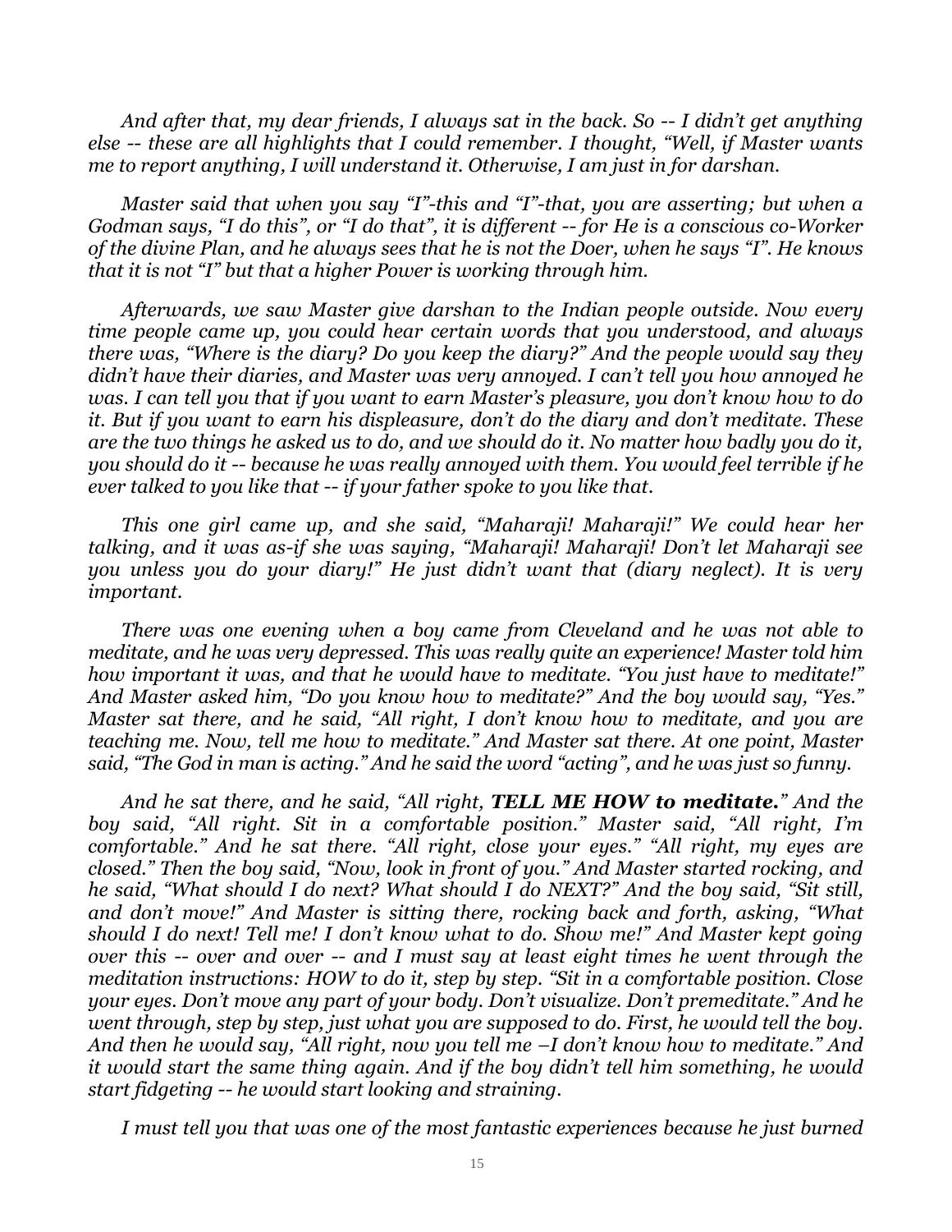*And after that, my dear friends, I always sat in the back. So -- I didn't get anything else -- these are all highlights that I could remember. I thought, "Well, if Master wants me to report anything, I will understand it. Otherwise, I am just in for darshan.*

*Master said that when you say "I"-this and "I"-that, you are asserting; but when a Godman says, "I do this", or "I do that", it is different -- for He is a conscious co-Worker of the divine Plan, and he always sees that he is not the Doer, when he says "I". He knows that it is not "I" but that a higher Power is working through him.*

*Afterwards, we saw Master give darshan to the Indian people outside. Now every time people came up, you could hear certain words that you understood, and always there was, "Where is the diary? Do you keep the diary?" And the people would say they didn't have their diaries, and Master was very annoyed. I can't tell you how annoyed he was. I can tell you that if you want to earn Master's pleasure, you don't know how to do it. But if you want to earn his displeasure, don't do the diary and don't meditate. These are the two things he asked us to do, and we should do it. No matter how badly you do it, you should do it -- because he was really annoyed with them. You would feel terrible if he ever talked to you like that -- if your father spoke to you like that.*

*This one girl came up, and she said, "Maharaji! Maharaji!" We could hear her talking, and it was as-if she was saying, "Maharaji! Maharaji! Don't let Maharaji see you unless you do your diary!" He just didn't want that (diary neglect). It is very important.*

*There was one evening when a boy came from Cleveland and he was not able to meditate, and he was very depressed. This was really quite an experience! Master told him how important it was, and that he would have to meditate. "You just have to meditate!" And Master asked him, "Do you know how to meditate?" And the boy would say, "Yes." Master sat there, and he said, "All right, I don't know how to meditate, and you are teaching me. Now, tell me how to meditate." And Master sat there. At one point, Master said, "The God in man is acting." And he said the word "acting", and he was just so funny.*

*And he sat there, and he said, "All right, **TELL ME HOW to meditate.**" And the boy said, "All right. Sit in a comfortable position." Master said, "All right, I'm comfortable." And he sat there. "All right, close your eyes." "All right, my eyes are closed." Then the boy said, "Now, look in front of you." And Master started rocking, and he said, "What should I do next? What should I do NEXT?" And the boy said, "Sit still, and don't move!" And Master is sitting there, rocking back and forth, asking, "What should I do next! Tell me! I don't know what to do. Show me!" And Master kept going over this -- over and over -- and I must say at least eight times he went through the meditation instructions: HOW to do it, step by step. "Sit in a comfortable position. Close your eyes. Don't move any part of your body. Don't visualize. Don't premeditate." And he went through, step by step, just what you are supposed to do. First, he would tell the boy. And then he would say, "All right, now you tell me –I don't know how to meditate." And it would start the same thing again. And if the boy didn't tell him something, he would start fidgeting -- he would start looking and straining.*

*I must tell you that was one of the most fantastic experiences because he just burned*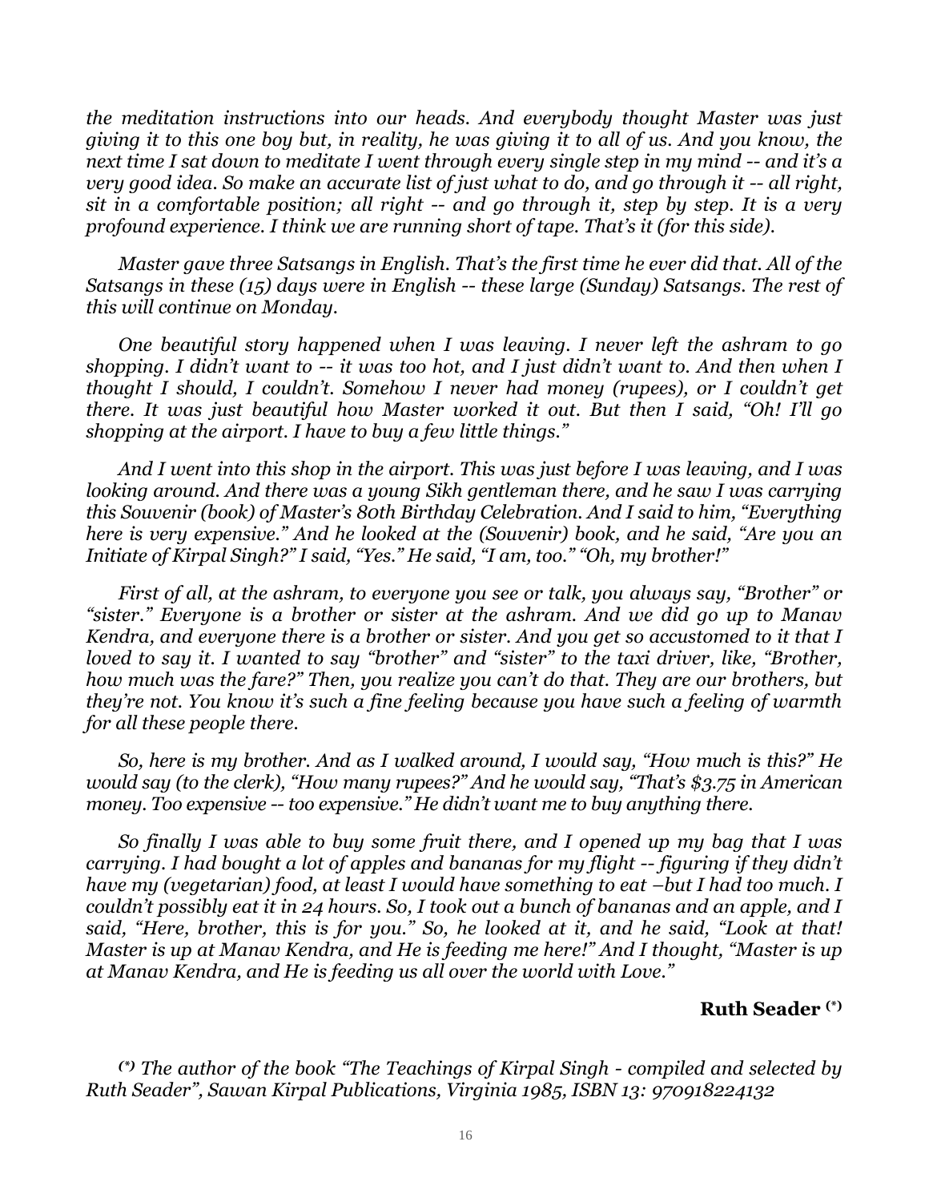*the meditation instructions into our heads. And everybody thought Master was just giving it to this one boy but, in reality, he was giving it to all of us. And you know, the next time I sat down to meditate I went through every single step in my mind -- and it's a very good idea. So make an accurate list of just what to do, and go through it -- all right, sit in a comfortable position; all right -- and go through it, step by step. It is a very profound experience. I think we are running short of tape. That's it (for this side).*

*Master gave three Satsangs in English. That's the first time he ever did that. All of the Satsangs in these (15) days were in English -- these large (Sunday) Satsangs. The rest of this will continue on Monday.*

*One beautiful story happened when I was leaving. I never left the ashram to go shopping. I didn't want to -- it was too hot, and I just didn't want to. And then when I thought I should, I couldn't. Somehow I never had money (rupees), or I couldn't get there. It was just beautiful how Master worked it out. But then I said, "Oh! I'll go shopping at the airport. I have to buy a few little things."*

*And I went into this shop in the airport. This was just before I was leaving, and I was looking around. And there was a young Sikh gentleman there, and he saw I was carrying this Souvenir (book) of Master's 80th Birthday Celebration. And I said to him, "Everything here is very expensive." And he looked at the (Souvenir) book, and he said, "Are you an Initiate of Kirpal Singh?" I said, "Yes." He said, "I am, too." "Oh, my brother!"*

*First of all, at the ashram, to everyone you see or talk, you always say, "Brother" or "sister." Everyone is a brother or sister at the ashram. And we did go up to Manav Kendra, and everyone there is a brother or sister. And you get so accustomed to it that I loved to say it. I wanted to say "brother" and "sister" to the taxi driver, like, "Brother, how much was the fare?" Then, you realize you can't do that. They are our brothers, but they're not. You know it's such a fine feeling because you have such a feeling of warmth for all these people there.*

*So, here is my brother. And as I walked around, I would say, "How much is this?" He would say (to the clerk), "How many rupees?" And he would say, "That's $3.75 in American money. Too expensive -- too expensive." He didn't want me to buy anything there.*

*So finally I was able to buy some fruit there, and I opened up my bag that I was carrying. I had bought a lot of apples and bananas for my flight -- figuring if they didn't have my (vegetarian) food, at least I would have something to eat –but I had too much. I couldn't possibly eat it in 24 hours. So, I took out a bunch of bananas and an apple, and I said, "Here, brother, this is for you." So, he looked at it, and he said, "Look at that! Master is up at Manav Kendra, and He is feeding me here!" And I thought, "Master is up at Manav Kendra, and He is feeding us all over the world with Love."*

**Ruth Seader (*)**

*(*) The author of the book "The Teachings of Kirpal Singh - compiled and selected by Ruth Seader", Sawan Kirpal Publications, Virginia 1985, ISBN 13: 970918224132*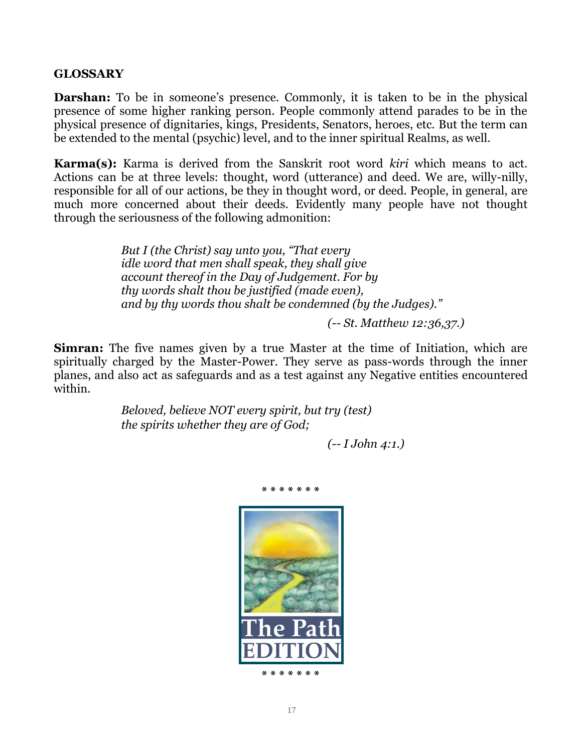## GLOSSARY

**Darshan:** To be in someone's presence. Commonly, it is taken to be in the physical presence of some higher ranking person. People commonly attend parades to be in the physical presence of dignitaries, kings, Presidents, Senators, heroes, etc. But the term can be extended to the mental (psychic) level, and to the inner spiritual Realms, as well.

**Karma(s):** Karma is derived from the Sanskrit root word *kiri* which means to act. Actions can be at three levels: thought, word (utterance) and deed. We are, willy-nilly, responsible for all of our actions, be they in thought word, or deed. People, in general, are much more concerned about their deeds. Evidently many people have not thought through the seriousness of the following admonition:

> *But I (the Christ) say unto you, "That every idle word that men shall speak, they shall give account thereof in the Day of Judgement. For by thy words shalt thou be justified (made even), and by thy words thou shalt be condemned (by the Judges)."*
>
> *(-- St. Matthew 12:36,37.)*

**Simran:** The five names given by a true Master at the time of Initiation, which are spiritually charged by the Master-Power. They serve as pass-words through the inner planes, and also act as safeguards and as a test against any Negative entities encountered within.

> *Beloved, believe NOT every spirit, but try (test) the spirits whether they are of God;*
>
> *(-- I John 4:1.)*

\* \* \* \* \* \* \*

The Path
EDITION

\* \* \* \* \* \* \*